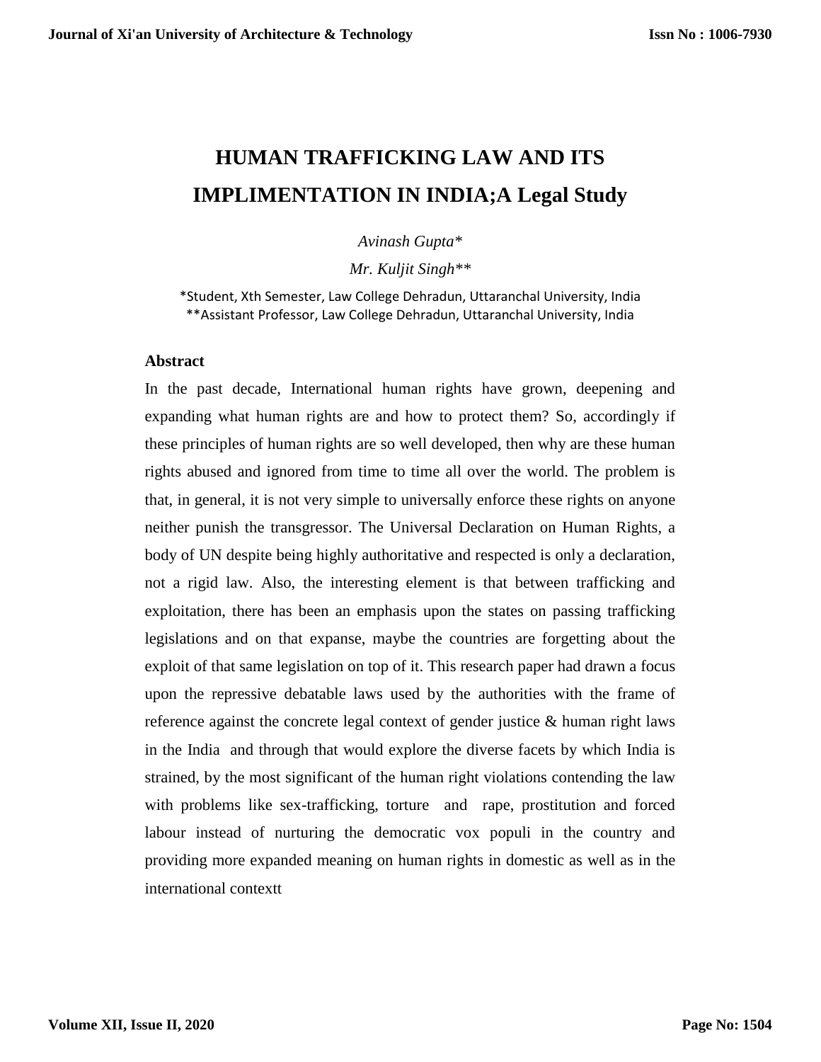# HUMAN TRAFFICKING LAW AND ITS IMPLIMENTATION IN INDIA;A Legal Study

*Avinash Gupta**

*Mr. Kuljit Singh***

*Student, Xth Semester, Law College Dehradun, Uttaranchal University, India
**Assistant Professor, Law College Dehradun, Uttaranchal University, India

## Abstract

In the past decade, International human rights have grown, deepening and expanding what human rights are and how to protect them? So, accordingly if these principles of human rights are so well developed, then why are these human rights abused and ignored from time to time all over the world. The problem is that, in general, it is not very simple to universally enforce these rights on anyone neither punish the transgressor. The Universal Declaration on Human Rights, a body of UN despite being highly authoritative and respected is only a declaration, not a rigid law. Also, the interesting element is that between trafficking and exploitation, there has been an emphasis upon the states on passing trafficking legislations and on that expanse, maybe the countries are forgetting about the exploit of that same legislation on top of it. This research paper had drawn a focus upon the repressive debatable laws used by the authorities with the frame of reference against the concrete legal context of gender justice & human right laws in the India and through that would explore the diverse facets by which India is strained, by the most significant of the human right violations contending the law with problems like sex-trafficking, torture and rape, prostitution and forced labour instead of nurturing the democratic vox populi in the country and providing more expanded meaning on human rights in domestic as well as in the international contextt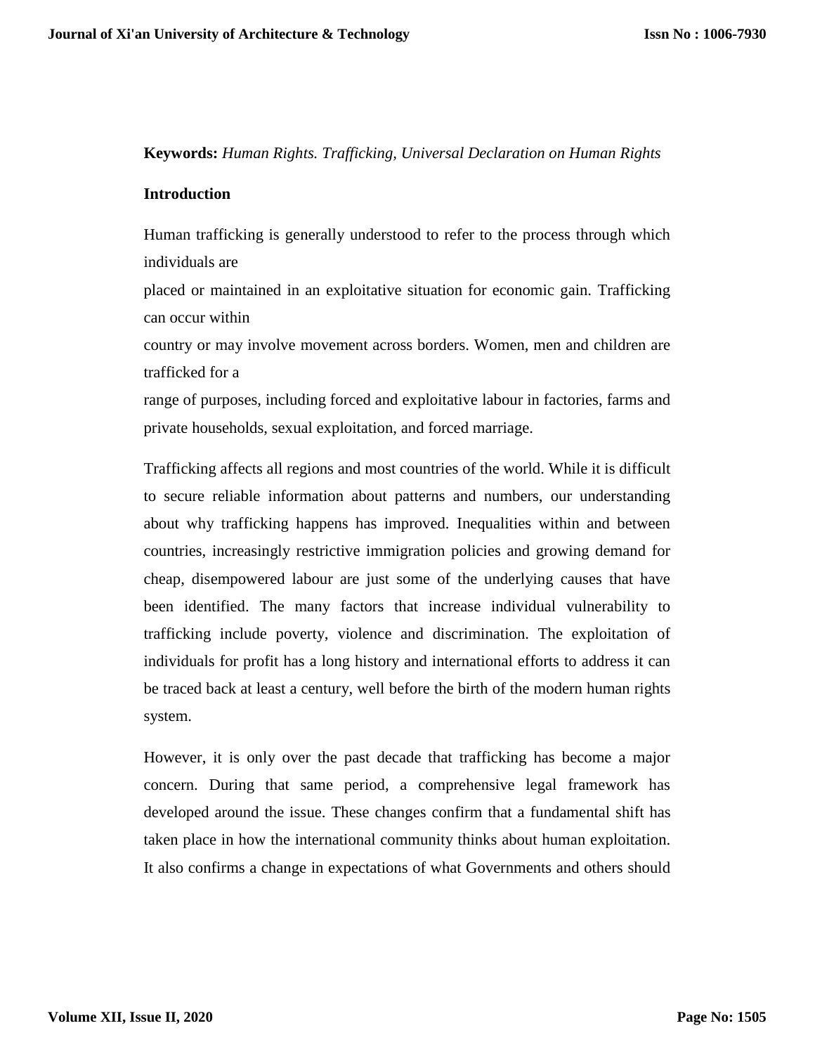**Keywords:** *Human Rights. Trafficking, Universal Declaration on Human Rights*

## Introduction

Human trafficking is generally understood to refer to the process through which individuals are placed or maintained in an exploitative situation for economic gain. Trafficking can occur within country or may involve movement across borders. Women, men and children are trafficked for a range of purposes, including forced and exploitative labour in factories, farms and private households, sexual exploitation, and forced marriage.

Trafficking affects all regions and most countries of the world. While it is difficult to secure reliable information about patterns and numbers, our understanding about why trafficking happens has improved. Inequalities within and between countries, increasingly restrictive immigration policies and growing demand for cheap, disempowered labour are just some of the underlying causes that have been identified. The many factors that increase individual vulnerability to trafficking include poverty, violence and discrimination. The exploitation of individuals for profit has a long history and international efforts to address it can be traced back at least a century, well before the birth of the modern human rights system.

However, it is only over the past decade that trafficking has become a major concern. During that same period, a comprehensive legal framework has developed around the issue. These changes confirm that a fundamental shift has taken place in how the international community thinks about human exploitation. It also confirms a change in expectations of what Governments and others should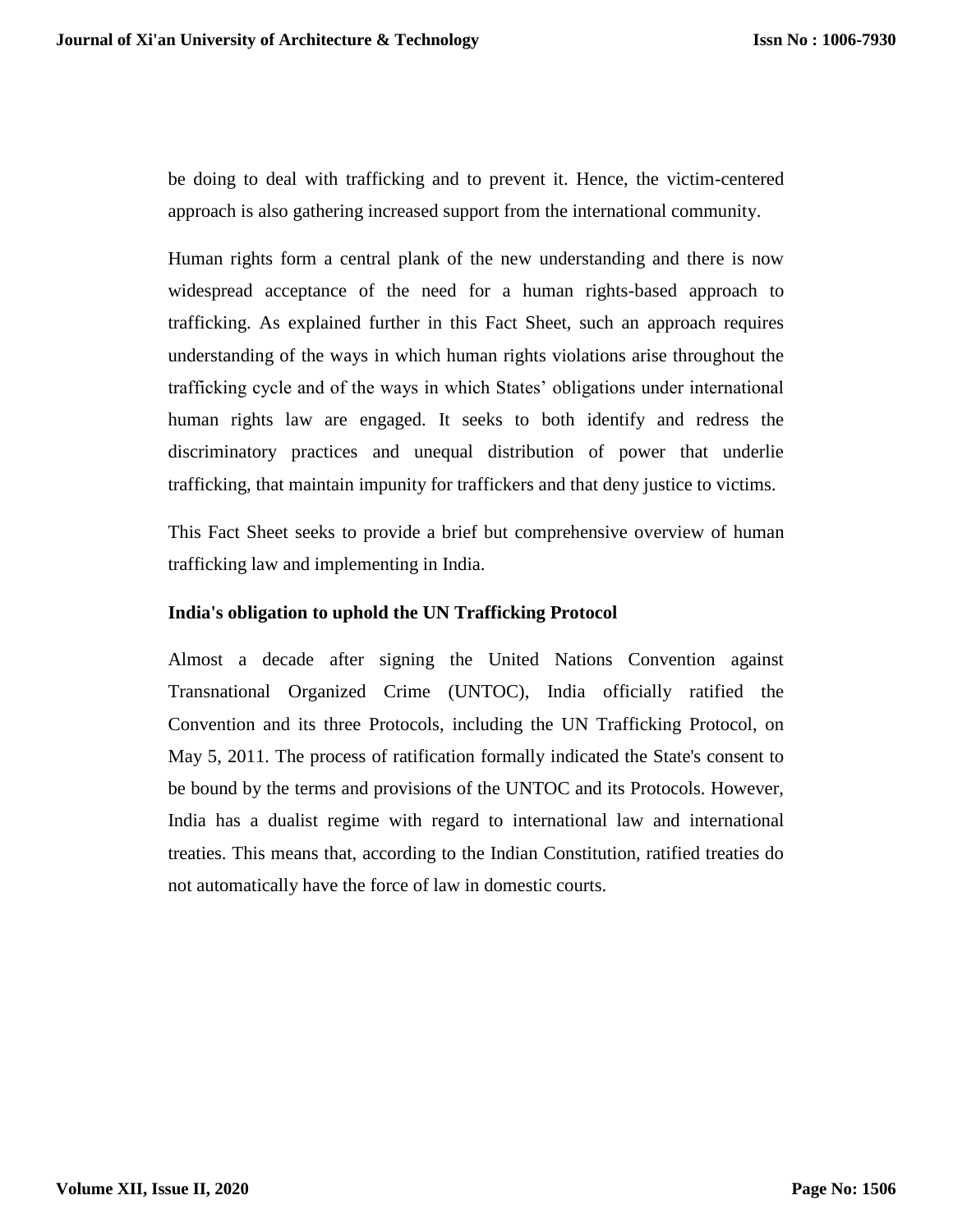be doing to deal with trafficking and to prevent it. Hence, the victim-centered approach is also gathering increased support from the international community.

Human rights form a central plank of the new understanding and there is now widespread acceptance of the need for a human rights-based approach to trafficking. As explained further in this Fact Sheet, such an approach requires understanding of the ways in which human rights violations arise throughout the trafficking cycle and of the ways in which States' obligations under international human rights law are engaged. It seeks to both identify and redress the discriminatory practices and unequal distribution of power that underlie trafficking, that maintain impunity for traffickers and that deny justice to victims.

This Fact Sheet seeks to provide a brief but comprehensive overview of human trafficking law and implementing in India.

**India's obligation to uphold the UN Trafficking Protocol**

Almost a decade after signing the United Nations Convention against Transnational Organized Crime (UNTOC), India officially ratified the Convention and its three Protocols, including the UN Trafficking Protocol, on May 5, 2011. The process of ratification formally indicated the State's consent to be bound by the terms and provisions of the UNTOC and its Protocols. However, India has a dualist regime with regard to international law and international treaties. This means that, according to the Indian Constitution, ratified treaties do not automatically have the force of law in domestic courts.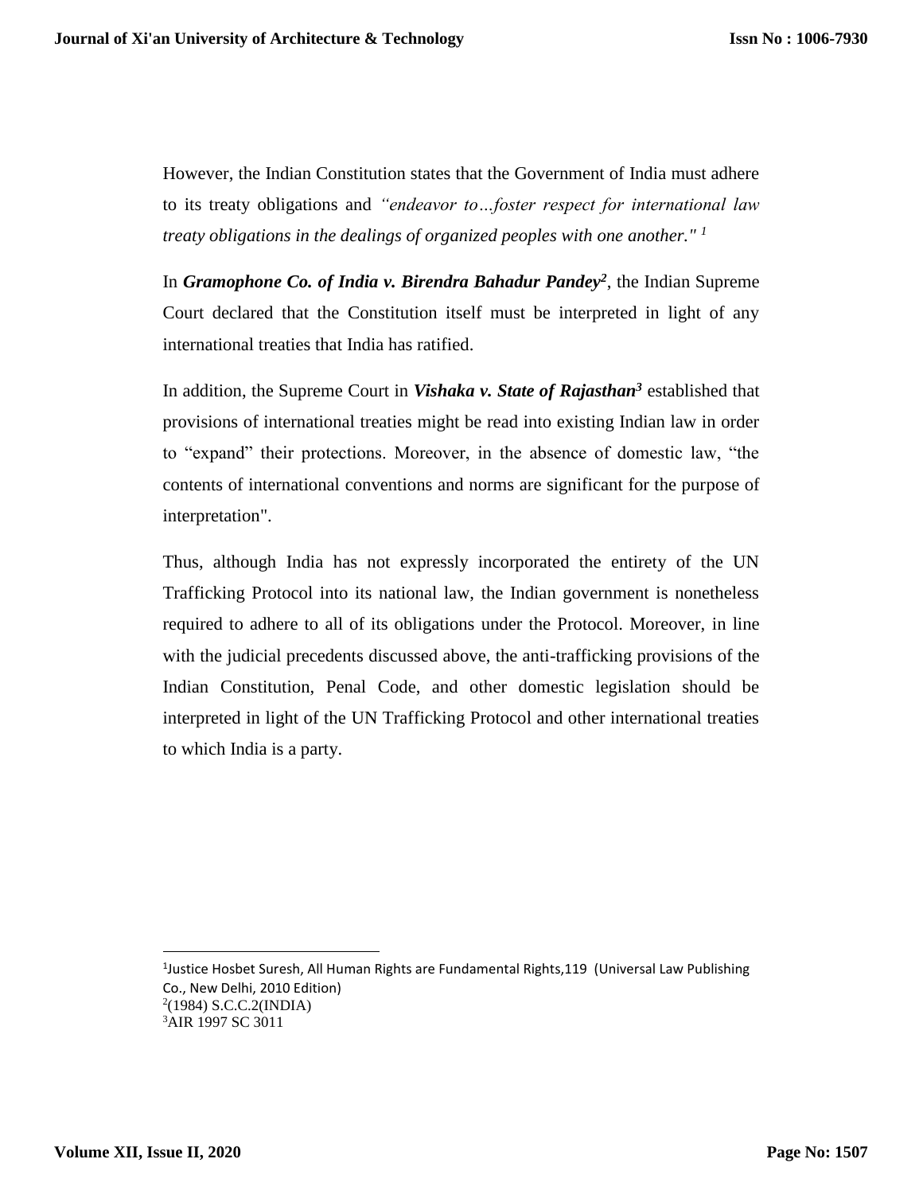However, the Indian Constitution states that the Government of India must adhere to its treaty obligations and *"endeavor to…foster respect for international law treaty obligations in the dealings of organized peoples with one another."* [1]

In ***Gramophone Co. of India v. Birendra Bahadur Pandey***[2], the Indian Supreme Court declared that the Constitution itself must be interpreted in light of any international treaties that India has ratified.

In addition, the Supreme Court in ***Vishaka v. State of Rajasthan***[3] established that provisions of international treaties might be read into existing Indian law in order to "expand" their protections. Moreover, in the absence of domestic law, "the contents of international conventions and norms are significant for the purpose of interpretation".

Thus, although India has not expressly incorporated the entirety of the UN Trafficking Protocol into its national law, the Indian government is nonetheless required to adhere to all of its obligations under the Protocol. Moreover, in line with the judicial precedents discussed above, the anti-trafficking provisions of the Indian Constitution, Penal Code, and other domestic legislation should be interpreted in light of the UN Trafficking Protocol and other international treaties to which India is a party.

---

[1] Justice Hosbet Suresh, All Human Rights are Fundamental Rights,119 (Universal Law Publishing Co., New Delhi, 2010 Edition)

[2] (1984) S.C.C.2(INDIA)

[3] AIR 1997 SC 3011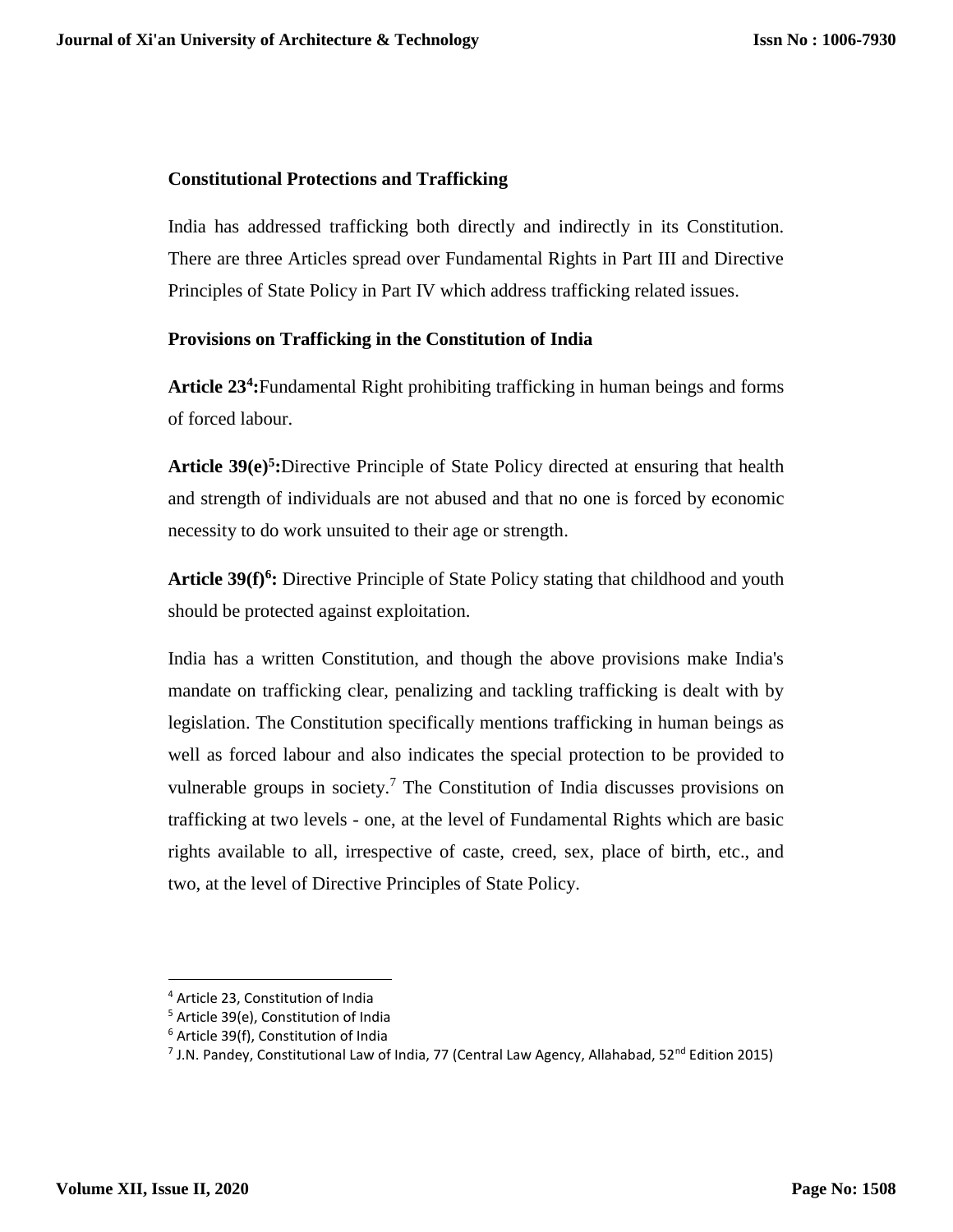**Constitutional Protections and Trafficking**

India has addressed trafficking both directly and indirectly in its Constitution. There are three Articles spread over Fundamental Rights in Part III and Directive Principles of State Policy in Part IV which address trafficking related issues.

**Provisions on Trafficking in the Constitution of India**

**Article 23[4]:**Fundamental Right prohibiting trafficking in human beings and forms of forced labour.

**Article 39(e)[5]:**Directive Principle of State Policy directed at ensuring that health and strength of individuals are not abused and that no one is forced by economic necessity to do work unsuited to their age or strength.

**Article 39(f)[6]:** Directive Principle of State Policy stating that childhood and youth should be protected against exploitation.

India has a written Constitution, and though the above provisions make India's mandate on trafficking clear, penalizing and tackling trafficking is dealt with by legislation. The Constitution specifically mentions trafficking in human beings as well as forced labour and also indicates the special protection to be provided to vulnerable groups in society.[7] The Constitution of India discusses provisions on trafficking at two levels - one, at the level of Fundamental Rights which are basic rights available to all, irrespective of caste, creed, sex, place of birth, etc., and two, at the level of Directive Principles of State Policy.

---

[4] Article 23, Constitution of India

[5] Article 39(e), Constitution of India

[6] Article 39(f), Constitution of India

[7] J.N. Pandey, Constitutional Law of India, 77 (Central Law Agency, Allahabad, 52nd Edition 2015)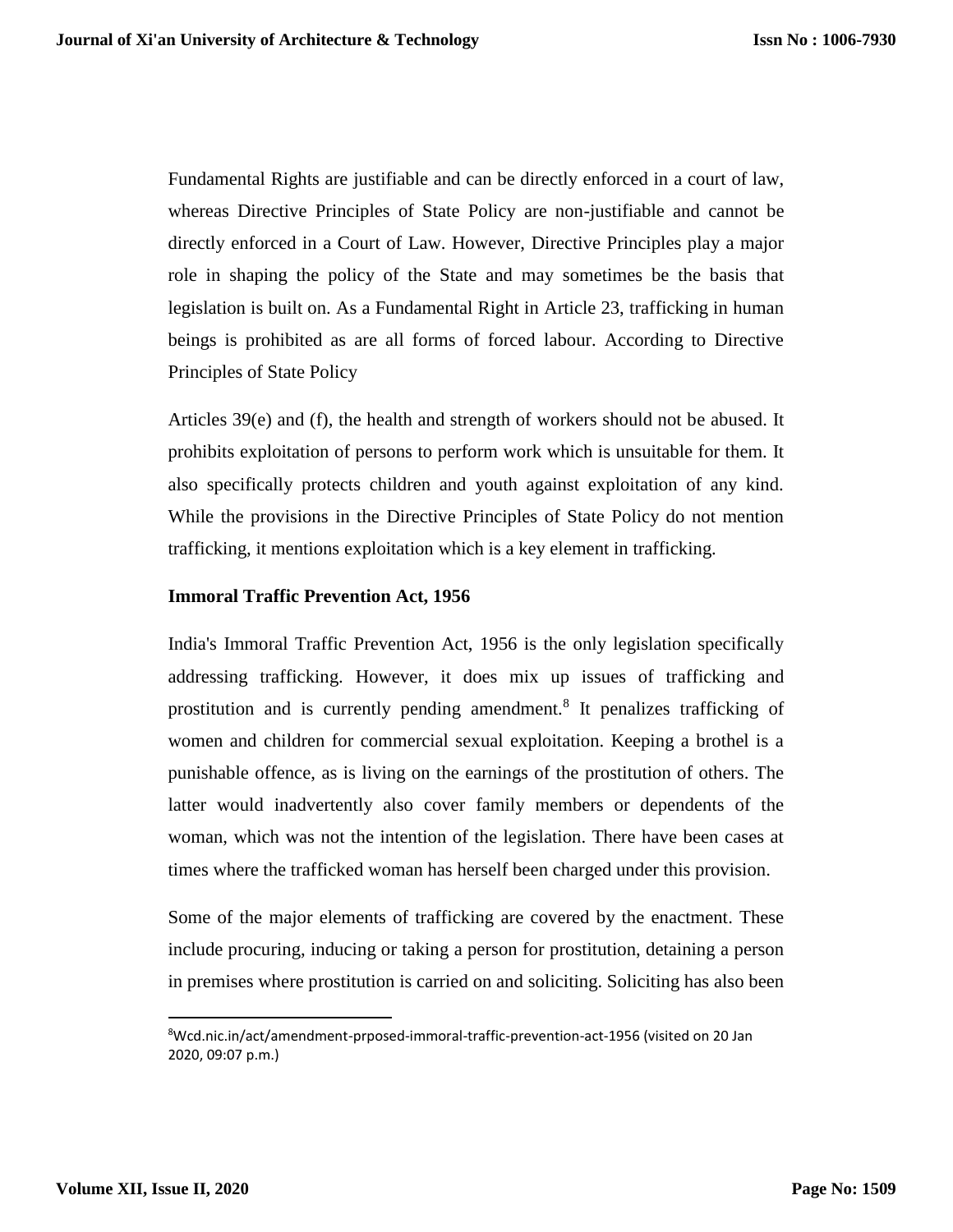Fundamental Rights are justifiable and can be directly enforced in a court of law, whereas Directive Principles of State Policy are non-justifiable and cannot be directly enforced in a Court of Law. However, Directive Principles play a major role in shaping the policy of the State and may sometimes be the basis that legislation is built on. As a Fundamental Right in Article 23, trafficking in human beings is prohibited as are all forms of forced labour. According to Directive Principles of State Policy

Articles 39(e) and (f), the health and strength of workers should not be abused. It prohibits exploitation of persons to perform work which is unsuitable for them. It also specifically protects children and youth against exploitation of any kind. While the provisions in the Directive Principles of State Policy do not mention trafficking, it mentions exploitation which is a key element in trafficking.

**Immoral Traffic Prevention Act, 1956**

India's Immoral Traffic Prevention Act, 1956 is the only legislation specifically addressing trafficking. However, it does mix up issues of trafficking and prostitution and is currently pending amendment.[8] It penalizes trafficking of women and children for commercial sexual exploitation. Keeping a brothel is a punishable offence, as is living on the earnings of the prostitution of others. The latter would inadvertently also cover family members or dependents of the woman, which was not the intention of the legislation. There have been cases at times where the trafficked woman has herself been charged under this provision.

Some of the major elements of trafficking are covered by the enactment. These include procuring, inducing or taking a person for prostitution, detaining a person in premises where prostitution is carried on and soliciting. Soliciting has also been

---

[8] Wcd.nic.in/act/amendment-prposed-immoral-traffic-prevention-act-1956 (visited on 20 Jan 2020, 09:07 p.m.)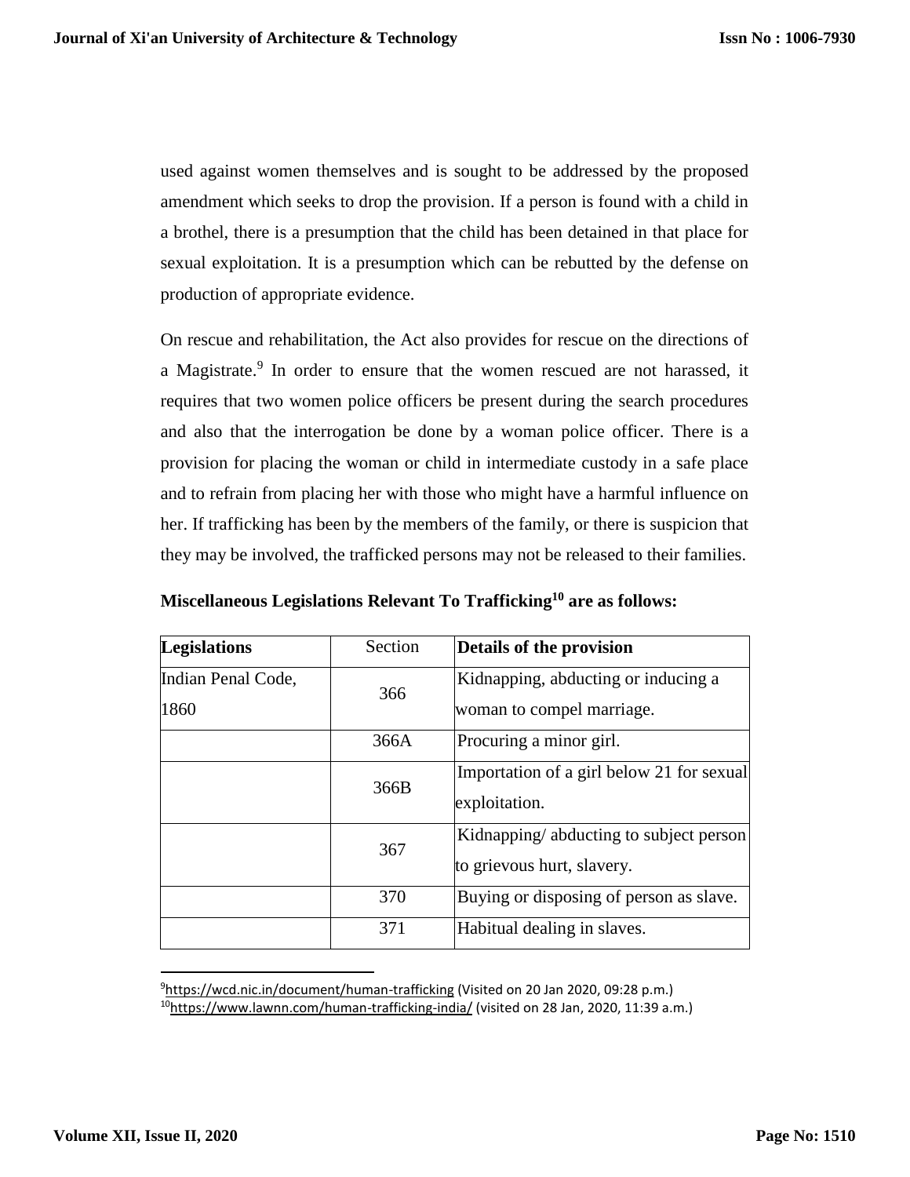used against women themselves and is sought to be addressed by the proposed amendment which seeks to drop the provision. If a person is found with a child in a brothel, there is a presumption that the child has been detained in that place for sexual exploitation. It is a presumption which can be rebutted by the defense on production of appropriate evidence.

On rescue and rehabilitation, the Act also provides for rescue on the directions of a Magistrate.[9] In order to ensure that the women rescued are not harassed, it requires that two women police officers be present during the search procedures and also that the interrogation be done by a woman police officer. There is a provision for placing the woman or child in intermediate custody in a safe place and to refrain from placing her with those who might have a harmful influence on her. If trafficking has been by the members of the family, or there is suspicion that they may be involved, the trafficked persons may not be released to their families.

**Miscellaneous Legislations Relevant To Trafficking[10] are as follows:**

| **Legislations** | Section | **Details of the provision** |
|---|---|---|
| Indian Penal Code, 1860 | 366 | Kidnapping, abducting or inducing a woman to compel marriage. |
| | 366A | Procuring a minor girl. |
| | 366B | Importation of a girl below 21 for sexual exploitation. |
| | 367 | Kidnapping/ abducting to subject person to grievous hurt, slavery. |
| | 370 | Buying or disposing of person as slave. |
| | 371 | Habitual dealing in slaves. |

[9] https://wcd.nic.in/document/human-trafficking (Visited on 20 Jan 2020, 09:28 p.m.)

[10] https://www.lawnn.com/human-trafficking-india/ (visited on 28 Jan, 2020, 11:39 a.m.)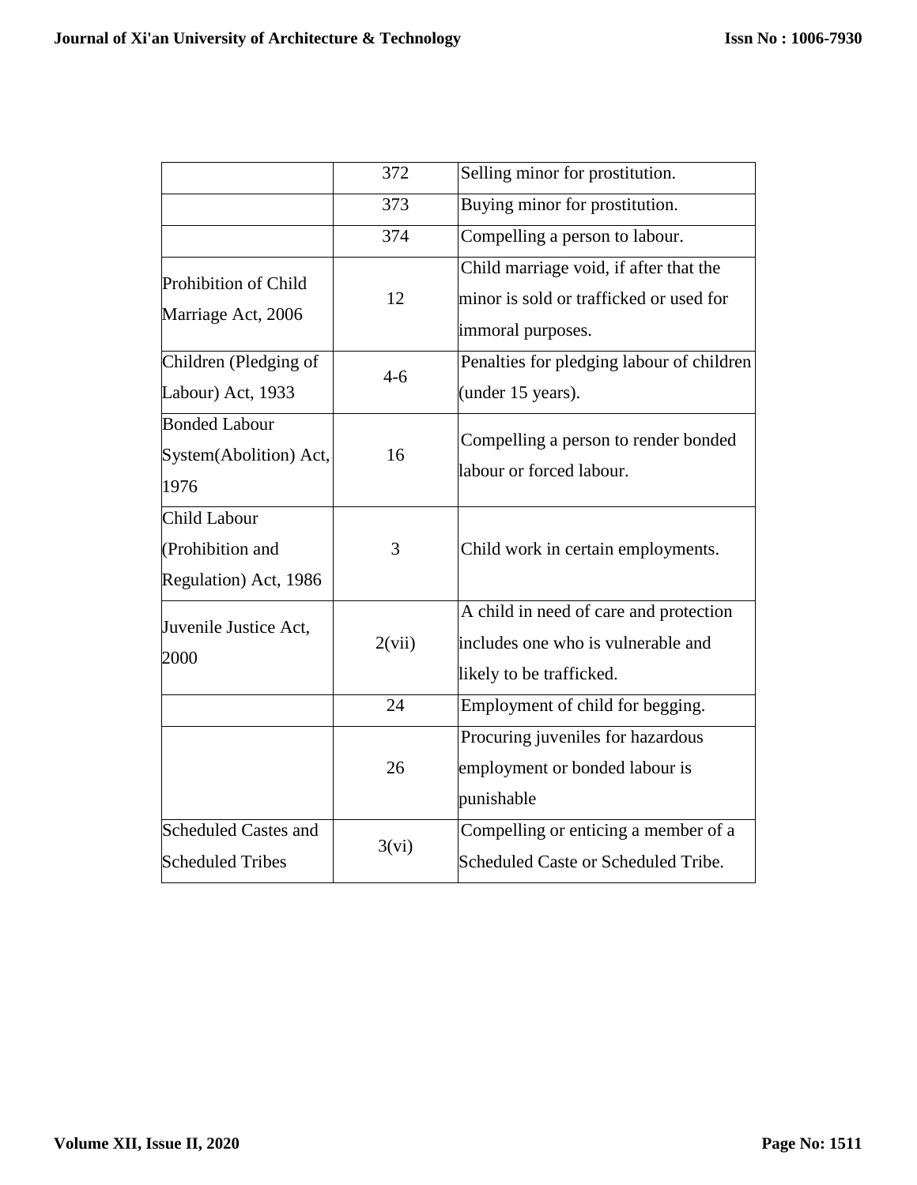| | | |
|---|---|---|
| | 372 | Selling minor for prostitution. |
| | 373 | Buying minor for prostitution. |
| | 374 | Compelling a person to labour. |
| Prohibition of Child Marriage Act, 2006 | 12 | Child marriage void, if after that the minor is sold or trafficked or used for immoral purposes. |
| Children (Pledging of Labour) Act, 1933 | 4-6 | Penalties for pledging labour of children (under 15 years). |
| Bonded Labour System(Abolition) Act, 1976 | 16 | Compelling a person to render bonded labour or forced labour. |
| Child Labour (Prohibition and Regulation) Act, 1986 | 3 | Child work in certain employments. |
| Juvenile Justice Act, 2000 | 2(vii) | A child in need of care and protection includes one who is vulnerable and likely to be trafficked. |
| | 24 | Employment of child for begging. |
| | 26 | Procuring juveniles for hazardous employment or bonded labour is punishable |
| Scheduled Castes and Scheduled Tribes | 3(vi) | Compelling or enticing a member of a Scheduled Caste or Scheduled Tribe. |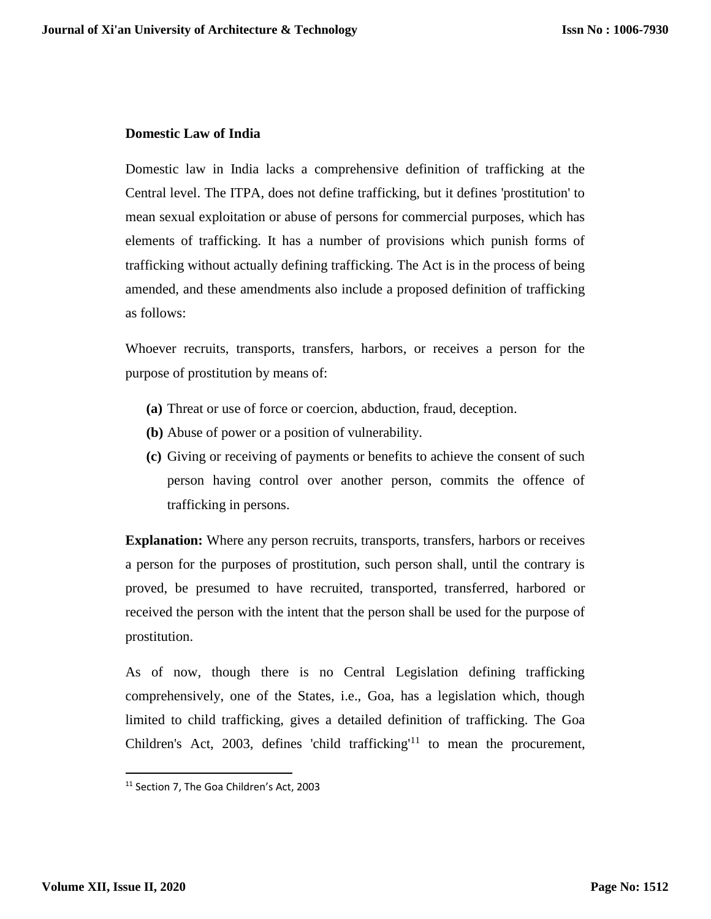**Domestic Law of India**

Domestic law in India lacks a comprehensive definition of trafficking at the Central level. The ITPA, does not define trafficking, but it defines 'prostitution' to mean sexual exploitation or abuse of persons for commercial purposes, which has elements of trafficking. It has a number of provisions which punish forms of trafficking without actually defining trafficking. The Act is in the process of being amended, and these amendments also include a proposed definition of trafficking as follows:

Whoever recruits, transports, transfers, harbors, or receives a person for the purpose of prostitution by means of:

- **(a)** Threat or use of force or coercion, abduction, fraud, deception.
- **(b)** Abuse of power or a position of vulnerability.
- **(c)** Giving or receiving of payments or benefits to achieve the consent of such person having control over another person, commits the offence of trafficking in persons.

**Explanation:** Where any person recruits, transports, transfers, harbors or receives a person for the purposes of prostitution, such person shall, until the contrary is proved, be presumed to have recruited, transported, transferred, harbored or received the person with the intent that the person shall be used for the purpose of prostitution.

As of now, though there is no Central Legislation defining trafficking comprehensively, one of the States, i.e., Goa, has a legislation which, though limited to child trafficking, gives a detailed definition of trafficking. The Goa Children's Act, 2003, defines 'child trafficking'[11] to mean the procurement,

[11] Section 7, The Goa Children's Act, 2003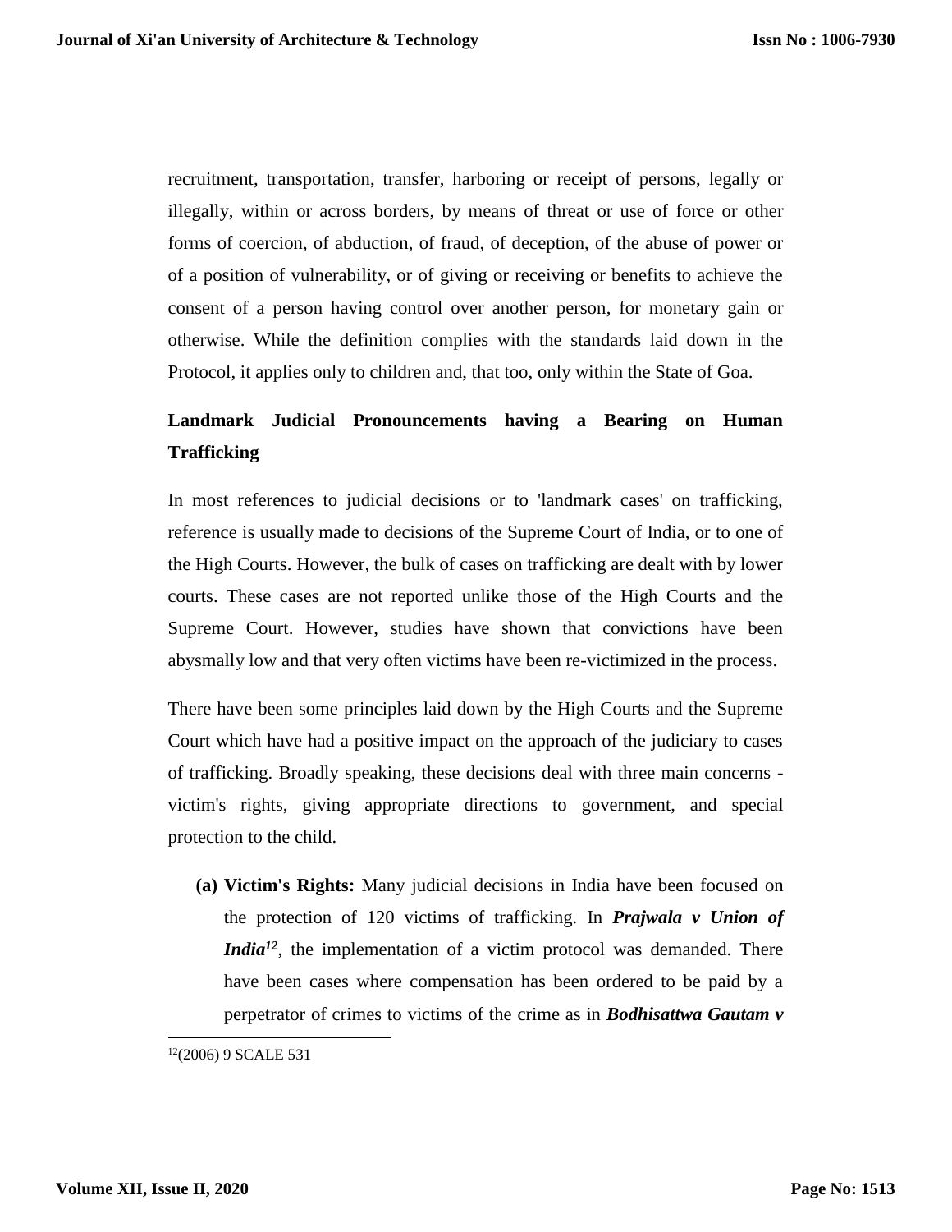recruitment, transportation, transfer, harboring or receipt of persons, legally or illegally, within or across borders, by means of threat or use of force or other forms of coercion, of abduction, of fraud, of deception, of the abuse of power or of a position of vulnerability, or of giving or receiving or benefits to achieve the consent of a person having control over another person, for monetary gain or otherwise. While the definition complies with the standards laid down in the Protocol, it applies only to children and, that too, only within the State of Goa.

## Landmark Judicial Pronouncements having a Bearing on Human Trafficking

In most references to judicial decisions or to 'landmark cases' on trafficking, reference is usually made to decisions of the Supreme Court of India, or to one of the High Courts. However, the bulk of cases on trafficking are dealt with by lower courts. These cases are not reported unlike those of the High Courts and the Supreme Court. However, studies have shown that convictions have been abysmally low and that very often victims have been re-victimized in the process.

There have been some principles laid down by the High Courts and the Supreme Court which have had a positive impact on the approach of the judiciary to cases of trafficking. Broadly speaking, these decisions deal with three main concerns - victim's rights, giving appropriate directions to government, and special protection to the child.

(a) **Victim's Rights:** Many judicial decisions in India have been focused on the protection of 120 victims of trafficking. In ***Prajwala v Union of India***[12], the implementation of a victim protocol was demanded. There have been cases where compensation has been ordered to be paid by a perpetrator of crimes to victims of the crime as in ***Bodhisattwa Gautam v***

---

[12](2006) 9 SCALE 531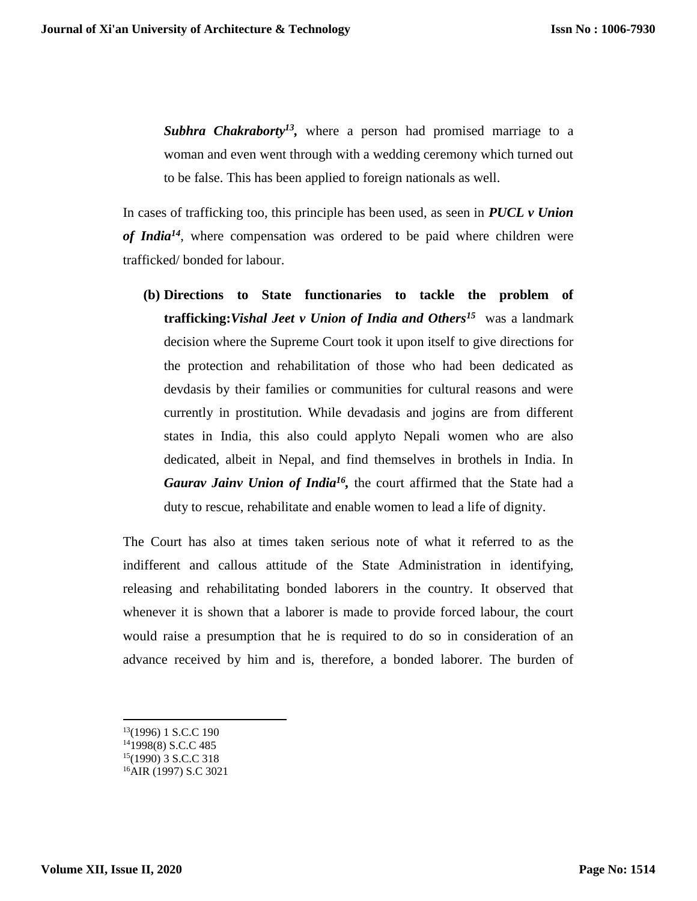***Subhra Chakraborty*[13]**, where a person had promised marriage to a woman and even went through with a wedding ceremony which turned out to be false. This has been applied to foreign nationals as well.

In cases of trafficking too, this principle has been used, as seen in ***PUCL v Union of India*[14]**, where compensation was ordered to be paid where children were trafficked/ bonded for labour.

**(b) Directions to State functionaries to tackle the problem of trafficking:*Vishal Jeet v Union of India and Others*[15]** was a landmark decision where the Supreme Court took it upon itself to give directions for the protection and rehabilitation of those who had been dedicated as devdasis by their families or communities for cultural reasons and were currently in prostitution. While devadasis and jogins are from different states in India, this also could applyto Nepali women who are also dedicated, albeit in Nepal, and find themselves in brothels in India. In ***Gaurav Jainv Union of India*[16]**, the court affirmed that the State had a duty to rescue, rehabilitate and enable women to lead a life of dignity.

The Court has also at times taken serious note of what it referred to as the indifferent and callous attitude of the State Administration in identifying, releasing and rehabilitating bonded laborers in the country. It observed that whenever it is shown that a laborer is made to provide forced labour, the court would raise a presumption that he is required to do so in consideration of an advance received by him and is, therefore, a bonded laborer. The burden of

---

[13](1996) 1 S.C.C 190

[14]1998(8) S.C.C 485

[15](1990) 3 S.C.C 318

[16]AIR (1997) S.C 3021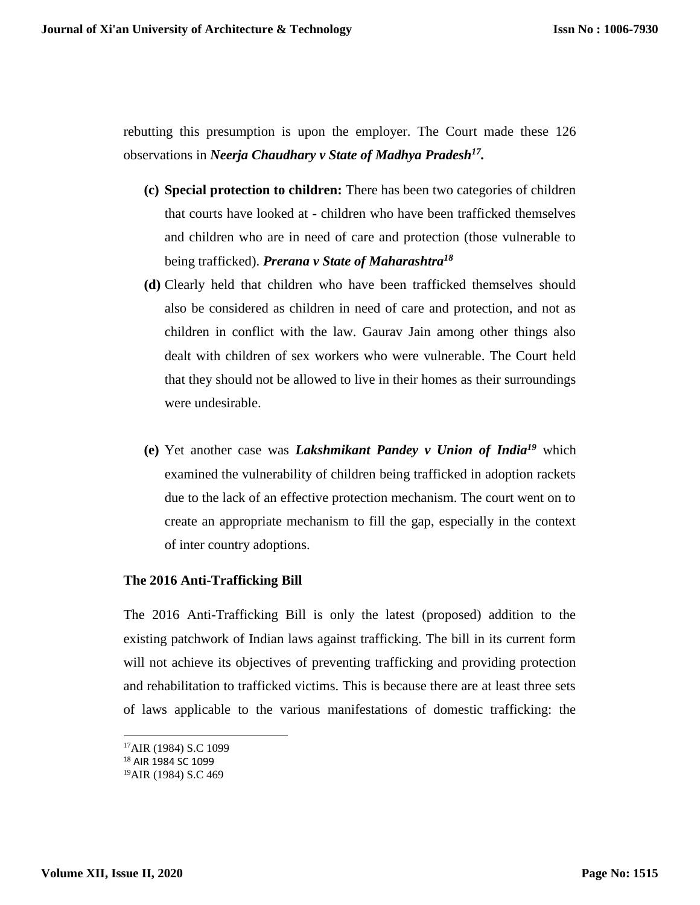rebutting this presumption is upon the employer. The Court made these 126 observations in ***Neerja Chaudhary v State of Madhya Pradesh***[17]**.**

- **(c) Special protection to children:** There has been two categories of children that courts have looked at - children who have been trafficked themselves and children who are in need of care and protection (those vulnerable to being trafficked). ***Prerana v State of Maharashtra***[18]
- **(d)** Clearly held that children who have been trafficked themselves should also be considered as children in need of care and protection, and not as children in conflict with the law. Gaurav Jain among other things also dealt with children of sex workers who were vulnerable. The Court held that they should not be allowed to live in their homes as their surroundings were undesirable.
- **(e)** Yet another case was ***Lakshmikant Pandey v Union of India***[19] which examined the vulnerability of children being trafficked in adoption rackets due to the lack of an effective protection mechanism. The court went on to create an appropriate mechanism to fill the gap, especially in the context of inter country adoptions.

**The 2016 Anti-Trafficking Bill**

The 2016 Anti-Trafficking Bill is only the latest (proposed) addition to the existing patchwork of Indian laws against trafficking. The bill in its current form will not achieve its objectives of preventing trafficking and providing protection and rehabilitation to trafficked victims. This is because there are at least three sets of laws applicable to the various manifestations of domestic trafficking: the

---

[17] AIR (1984) S.C 1099
[18] AIR 1984 SC 1099
[19] AIR (1984) S.C 469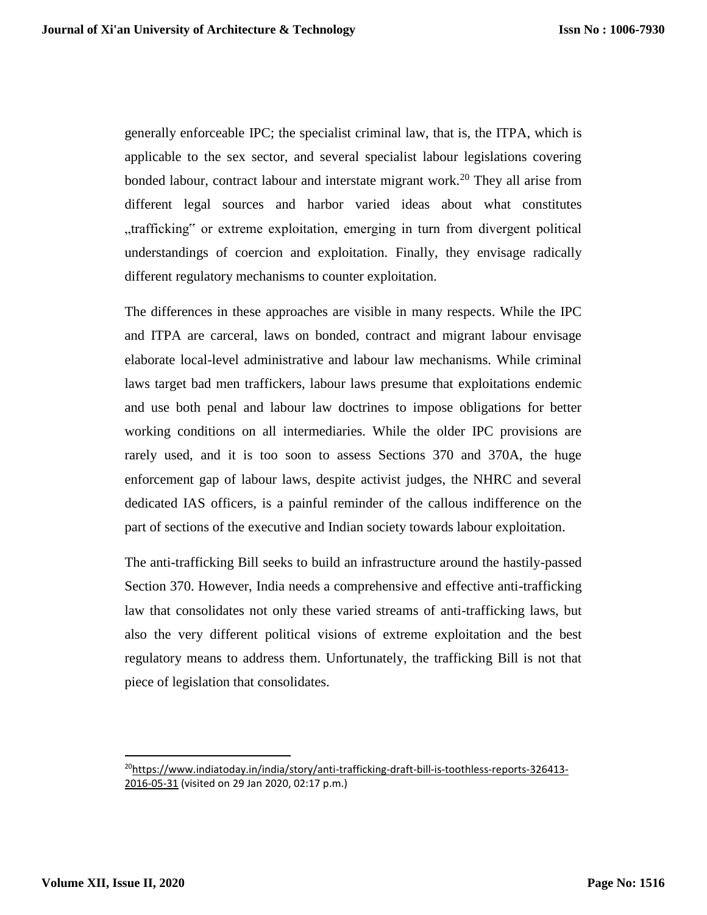generally enforceable IPC; the specialist criminal law, that is, the ITPA, which is applicable to the sex sector, and several specialist labour legislations covering bonded labour, contract labour and interstate migrant work.[20] They all arise from different legal sources and harbor varied ideas about what constitutes „trafficking" or extreme exploitation, emerging in turn from divergent political understandings of coercion and exploitation. Finally, they envisage radically different regulatory mechanisms to counter exploitation.

The differences in these approaches are visible in many respects. While the IPC and ITPA are carceral, laws on bonded, contract and migrant labour envisage elaborate local-level administrative and labour law mechanisms. While criminal laws target bad men traffickers, labour laws presume that exploitations endemic and use both penal and labour law doctrines to impose obligations for better working conditions on all intermediaries. While the older IPC provisions are rarely used, and it is too soon to assess Sections 370 and 370A, the huge enforcement gap of labour laws, despite activist judges, the NHRC and several dedicated IAS officers, is a painful reminder of the callous indifference on the part of sections of the executive and Indian society towards labour exploitation.

The anti-trafficking Bill seeks to build an infrastructure around the hastily-passed Section 370. However, India needs a comprehensive and effective anti-trafficking law that consolidates not only these varied streams of anti-trafficking laws, but also the very different political visions of extreme exploitation and the best regulatory means to address them. Unfortunately, the trafficking Bill is not that piece of legislation that consolidates.

---

[20] https://www.indiatoday.in/india/story/anti-trafficking-draft-bill-is-toothless-reports-326413-2016-05-31 (visited on 29 Jan 2020, 02:17 p.m.)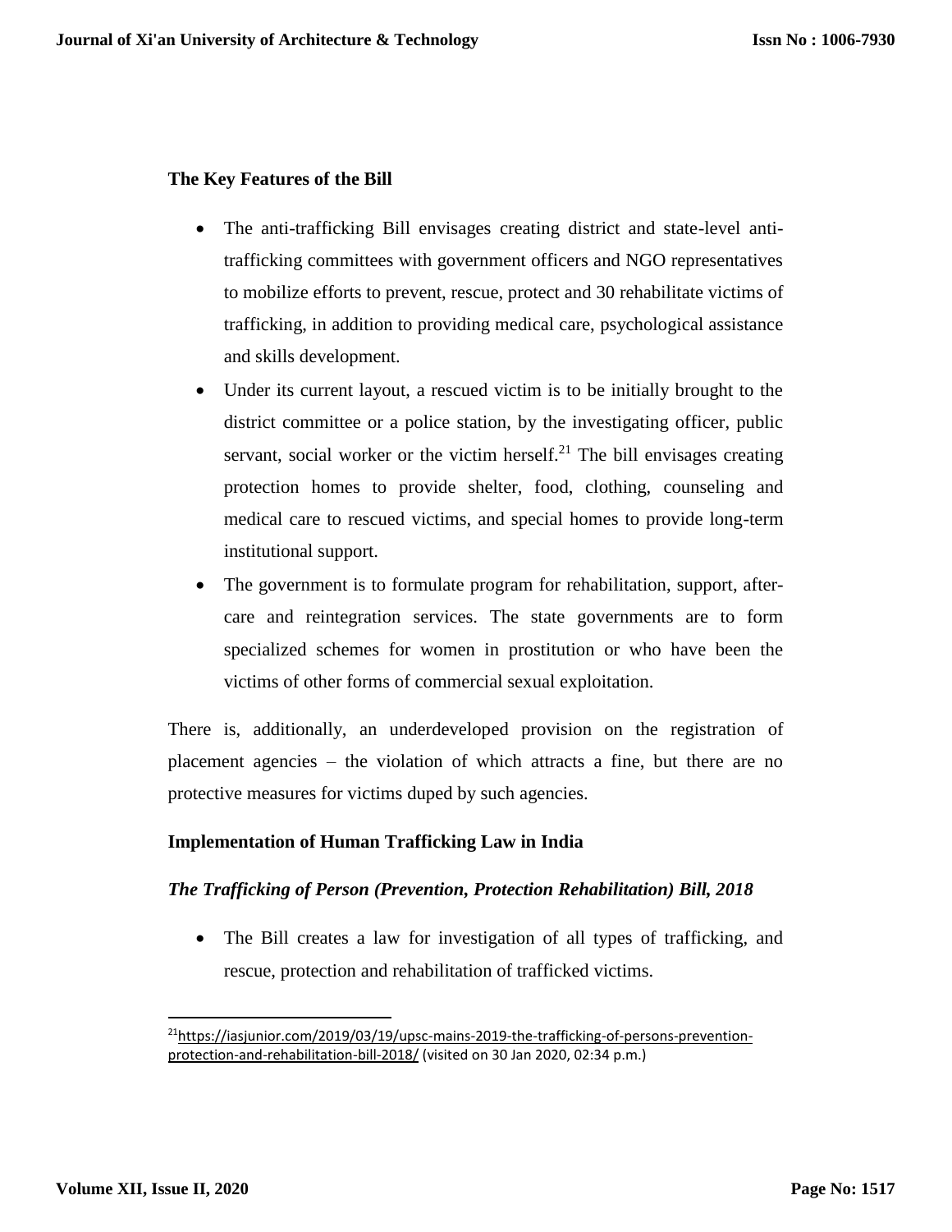### The Key Features of the Bill

- The anti-trafficking Bill envisages creating district and state-level anti-trafficking committees with government officers and NGO representatives to mobilize efforts to prevent, rescue, protect and 30 rehabilitate victims of trafficking, in addition to providing medical care, psychological assistance and skills development.
- Under its current layout, a rescued victim is to be initially brought to the district committee or a police station, by the investigating officer, public servant, social worker or the victim herself.[21] The bill envisages creating protection homes to provide shelter, food, clothing, counseling and medical care to rescued victims, and special homes to provide long-term institutional support.
- The government is to formulate program for rehabilitation, support, after-care and reintegration services. The state governments are to form specialized schemes for women in prostitution or who have been the victims of other forms of commercial sexual exploitation.

There is, additionally, an underdeveloped provision on the registration of placement agencies – the violation of which attracts a fine, but there are no protective measures for victims duped by such agencies.

### Implementation of Human Trafficking Law in India

#### *The Trafficking of Person (Prevention, Protection Rehabilitation) Bill, 2018*

- The Bill creates a law for investigation of all types of trafficking, and rescue, protection and rehabilitation of trafficked victims.

---

[21] https://iasjunior.com/2019/03/19/upsc-mains-2019-the-trafficking-of-persons-prevention-protection-and-rehabilitation-bill-2018/ (visited on 30 Jan 2020, 02:34 p.m.)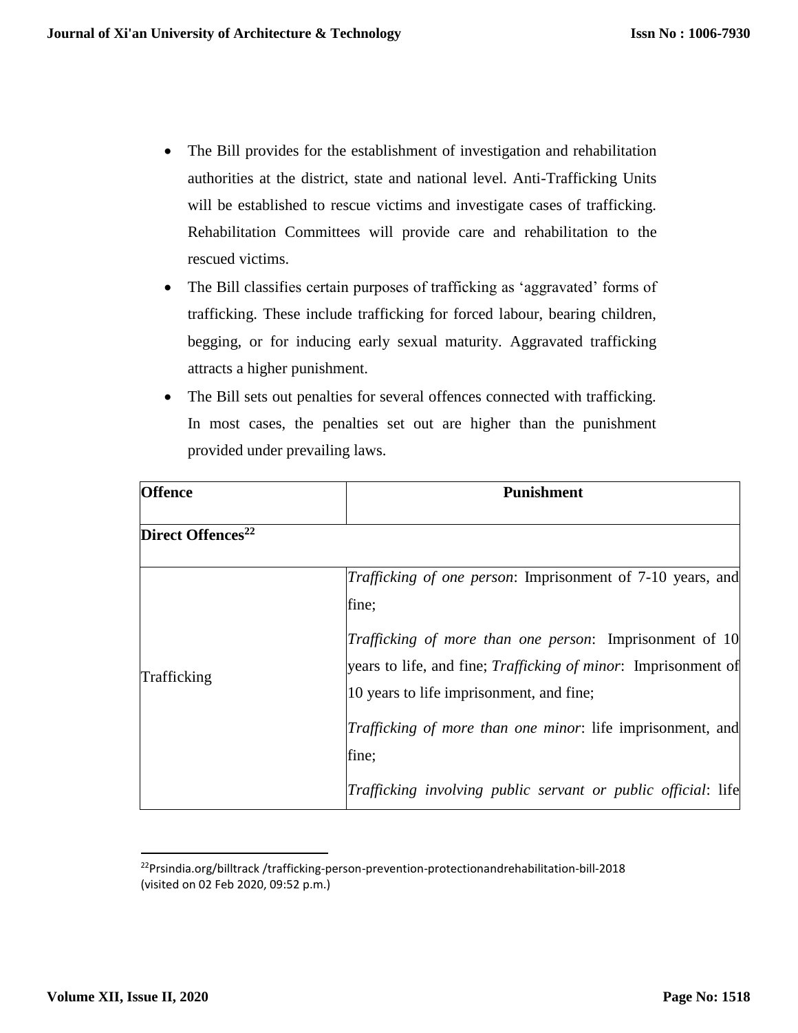- The Bill provides for the establishment of investigation and rehabilitation authorities at the district, state and national level. Anti-Trafficking Units will be established to rescue victims and investigate cases of trafficking. Rehabilitation Committees will provide care and rehabilitation to the rescued victims.
- The Bill classifies certain purposes of trafficking as 'aggravated' forms of trafficking. These include trafficking for forced labour, bearing children, begging, or for inducing early sexual maturity. Aggravated trafficking attracts a higher punishment.
- The Bill sets out penalties for several offences connected with trafficking. In most cases, the penalties set out are higher than the punishment provided under prevailing laws.

| **Offence** | **Punishment** |
|---|---|
| **Direct Offences[22]** | |
| Trafficking | *Trafficking of one person*: Imprisonment of 7-10 years, and fine;<br><br>*Trafficking of more than one person*: Imprisonment of 10 years to life, and fine; *Trafficking of minor*: Imprisonment of 10 years to life imprisonment, and fine;<br><br>*Trafficking of more than one minor*: life imprisonment, and fine;<br><br>*Trafficking involving public servant or public official*: life |

[22]Prsindia.org/billtrack /trafficking-person-prevention-protectionandrehabilitation-bill-2018 (visited on 02 Feb 2020, 09:52 p.m.)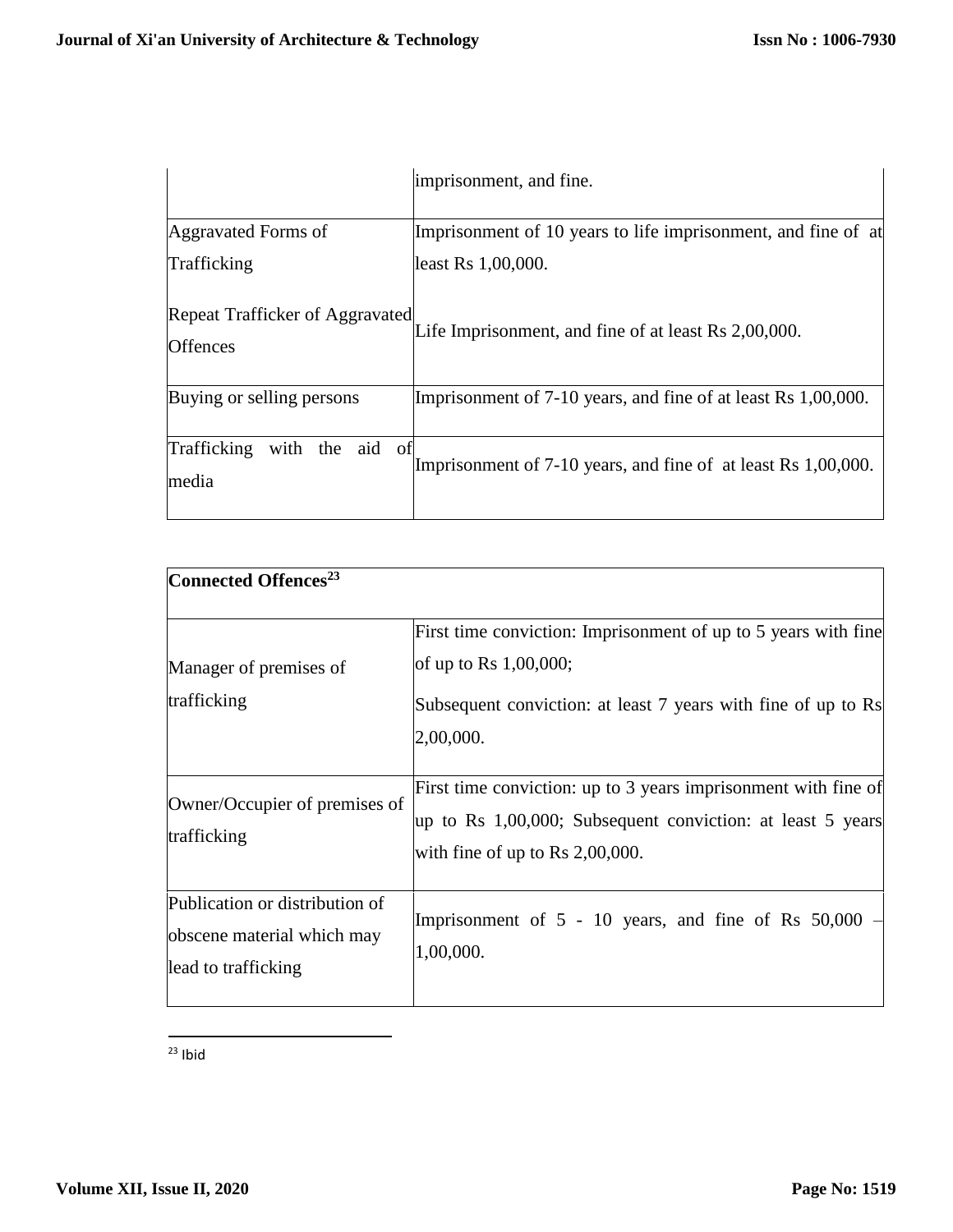| | |
|---|---|
| | imprisonment, and fine. |
| Aggravated Forms of Trafficking<br><br>Repeat Trafficker of Aggravated Offences | Imprisonment of 10 years to life imprisonment, and fine of at least Rs 1,00,000.<br><br>Life Imprisonment, and fine of at least Rs 2,00,000. |
| Buying or selling persons | Imprisonment of 7-10 years, and fine of at least Rs 1,00,000. |
| Trafficking with the aid of media | Imprisonment of 7-10 years, and fine of at least Rs 1,00,000. |

| **Connected Offences**[23] | |
|---|---|
| Manager of premises of trafficking | First time conviction: Imprisonment of up to 5 years with fine of up to Rs 1,00,000;<br><br>Subsequent conviction: at least 7 years with fine of up to Rs 2,00,000. |
| Owner/Occupier of premises of trafficking | First time conviction: up to 3 years imprisonment with fine of up to Rs 1,00,000; Subsequent conviction: at least 5 years with fine of up to Rs 2,00,000. |
| Publication or distribution of obscene material which may lead to trafficking | Imprisonment of 5 - 10 years, and fine of Rs 50,000 – 1,00,000. |

[23] Ibid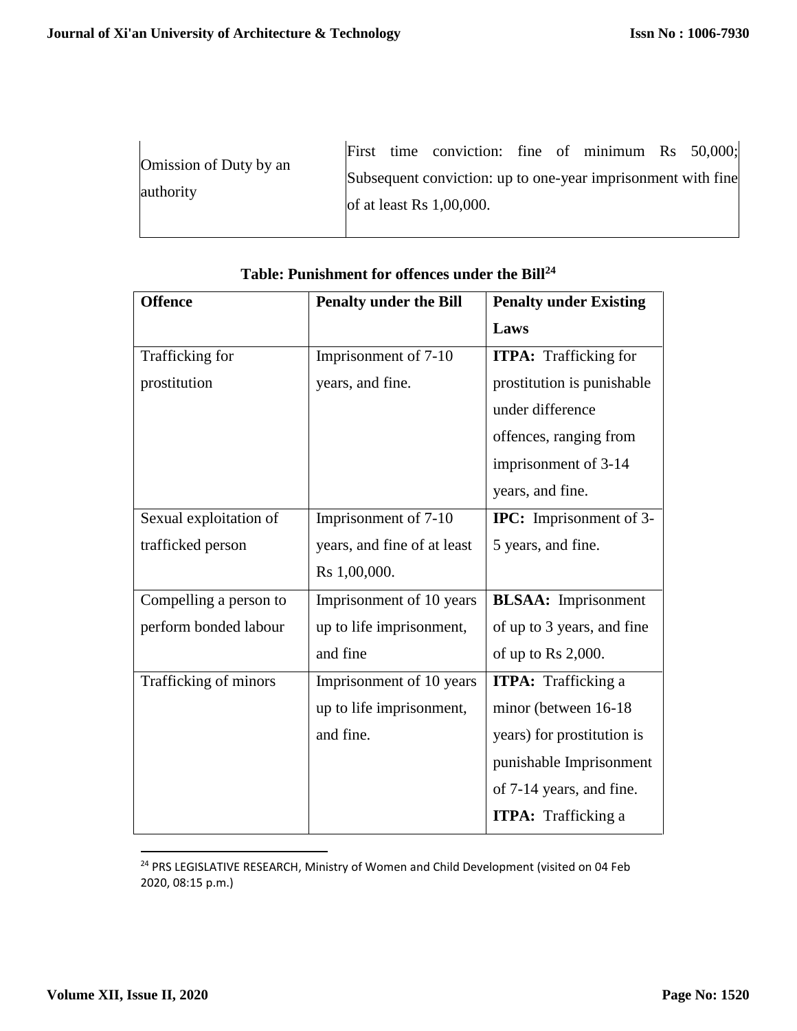| Omission of Duty by an authority | First time conviction: fine of minimum Rs 50,000; Subsequent conviction: up to one-year imprisonment with fine of at least Rs 1,00,000. |
|---|---|

**Table: Punishment for offences under the Bill**[24]

| **Offence** | **Penalty under the Bill** | **Penalty under Existing Laws** |
|---|---|---|
| Trafficking for prostitution | Imprisonment of 7-10 years, and fine. | **ITPA:** Trafficking for prostitution is punishable under difference offences, ranging from imprisonment of 3-14 years, and fine. |
| Sexual exploitation of trafficked person | Imprisonment of 7-10 years, and fine of at least Rs 1,00,000. | **IPC:** Imprisonment of 3-5 years, and fine. |
| Compelling a person to perform bonded labour | Imprisonment of 10 years up to life imprisonment, and fine | **BLSAA:** Imprisonment of up to 3 years, and fine of up to Rs 2,000. |
| Trafficking of minors | Imprisonment of 10 years up to life imprisonment, and fine. | **ITPA:** Trafficking a minor (between 16-18 years) for prostitution is punishable Imprisonment of 7-14 years, and fine. **ITPA:** Trafficking a |

[24] PRS LEGISLATIVE RESEARCH, Ministry of Women and Child Development (visited on 04 Feb 2020, 08:15 p.m.)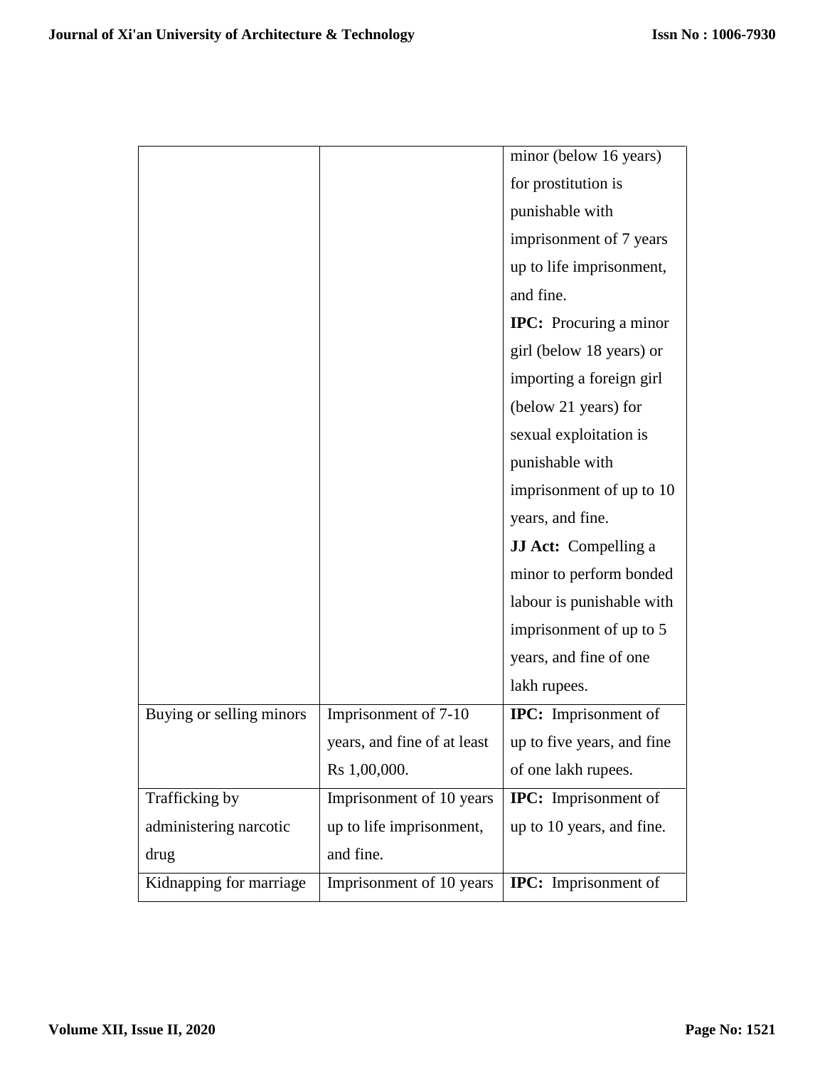| | | |
|---|---|---|
| | | minor (below 16 years) for prostitution is punishable with imprisonment of 7 years up to life imprisonment, and fine. **IPC:** Procuring a minor girl (below 18 years) or importing a foreign girl (below 21 years) for sexual exploitation is punishable with imprisonment of up to 10 years, and fine. **JJ Act:** Compelling a minor to perform bonded labour is punishable with imprisonment of up to 5 years, and fine of one lakh rupees. |
| Buying or selling minors | Imprisonment of 7-10 years, and fine of at least Rs 1,00,000. | **IPC:** Imprisonment of up to five years, and fine of one lakh rupees. |
| Trafficking by administering narcotic drug | Imprisonment of 10 years up to life imprisonment, and fine. | **IPC:** Imprisonment of up to 10 years, and fine. |
| Kidnapping for marriage | Imprisonment of 10 years | **IPC:** Imprisonment of |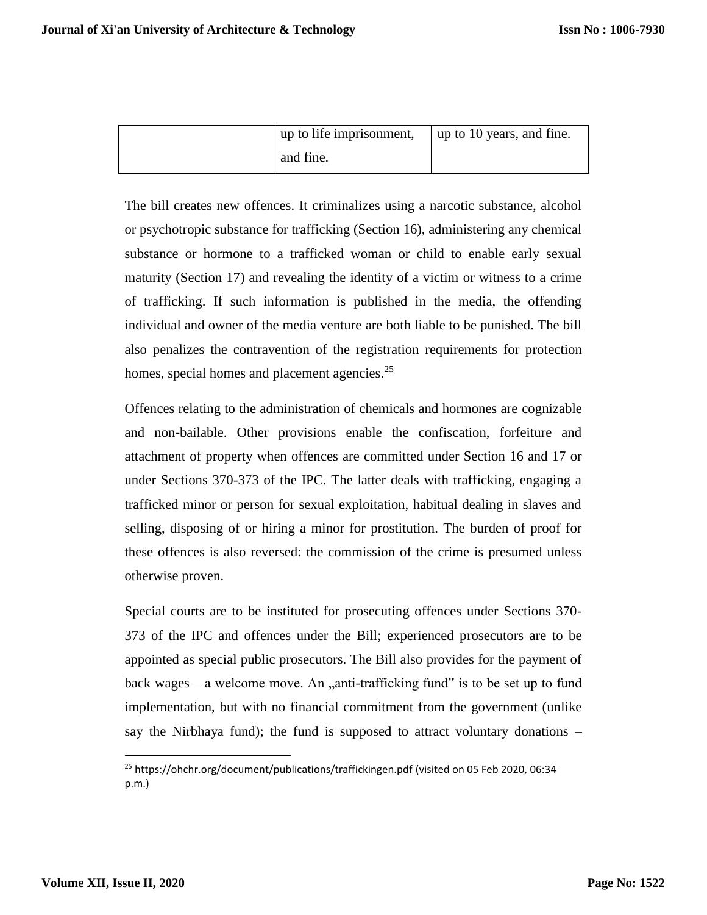| | up to life imprisonment, and fine. | up to 10 years, and fine. |
|---|---|---|

The bill creates new offences. It criminalizes using a narcotic substance, alcohol or psychotropic substance for trafficking (Section 16), administering any chemical substance or hormone to a trafficked woman or child to enable early sexual maturity (Section 17) and revealing the identity of a victim or witness to a crime of trafficking. If such information is published in the media, the offending individual and owner of the media venture are both liable to be punished. The bill also penalizes the contravention of the registration requirements for protection homes, special homes and placement agencies.[25]

Offences relating to the administration of chemicals and hormones are cognizable and non-bailable. Other provisions enable the confiscation, forfeiture and attachment of property when offences are committed under Section 16 and 17 or under Sections 370-373 of the IPC. The latter deals with trafficking, engaging a trafficked minor or person for sexual exploitation, habitual dealing in slaves and selling, disposing of or hiring a minor for prostitution. The burden of proof for these offences is also reversed: the commission of the crime is presumed unless otherwise proven.

Special courts are to be instituted for prosecuting offences under Sections 370-373 of the IPC and offences under the Bill; experienced prosecutors are to be appointed as special public prosecutors. The Bill also provides for the payment of back wages – a welcome move. An „anti-trafficking fund" is to be set up to fund implementation, but with no financial commitment from the government (unlike say the Nirbhaya fund); the fund is supposed to attract voluntary donations –

[25] https://ohchr.org/document/publications/traffickingen.pdf (visited on 05 Feb 2020, 06:34 p.m.)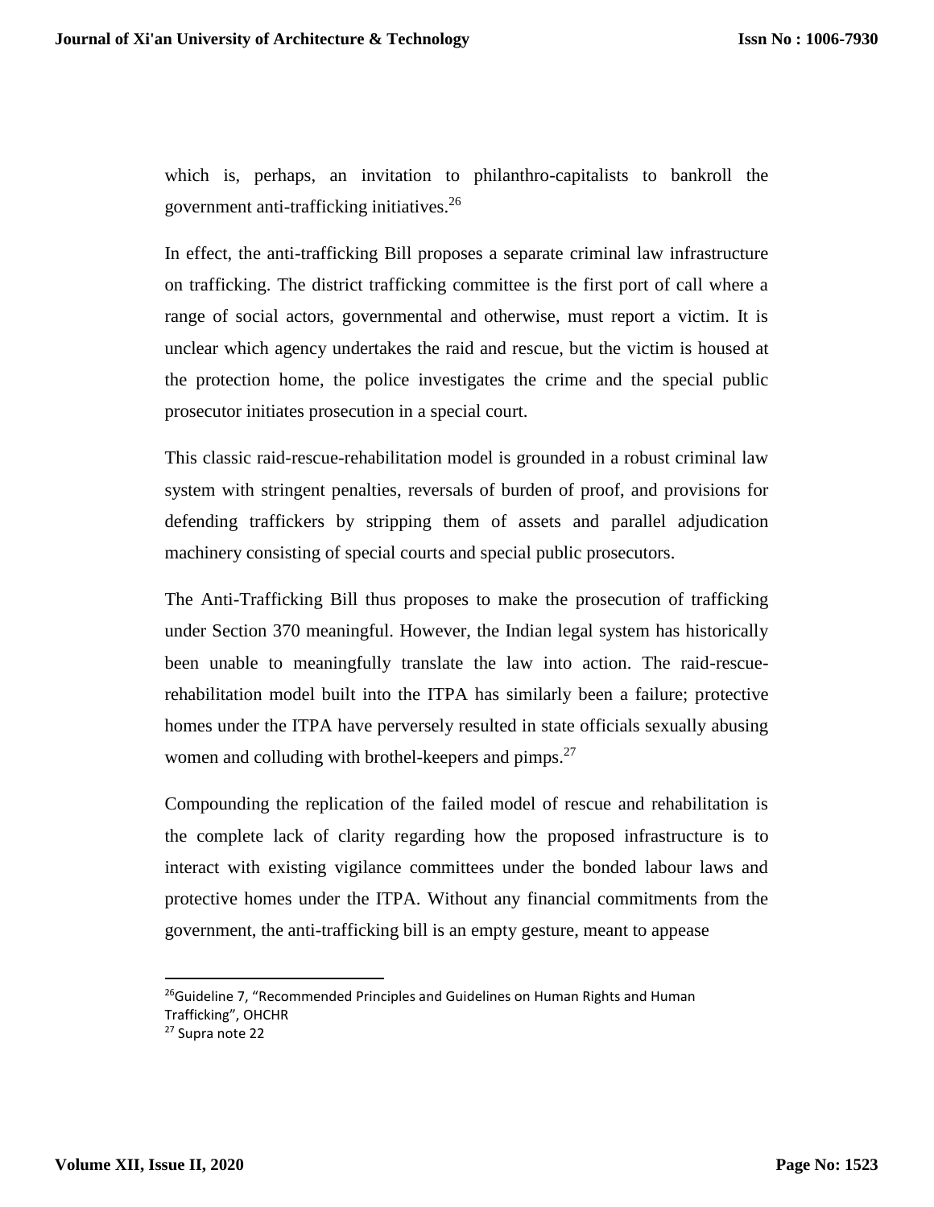which is, perhaps, an invitation to philanthro-capitalists to bankroll the government anti-trafficking initiatives.[26]

In effect, the anti-trafficking Bill proposes a separate criminal law infrastructure on trafficking. The district trafficking committee is the first port of call where a range of social actors, governmental and otherwise, must report a victim. It is unclear which agency undertakes the raid and rescue, but the victim is housed at the protection home, the police investigates the crime and the special public prosecutor initiates prosecution in a special court.

This classic raid-rescue-rehabilitation model is grounded in a robust criminal law system with stringent penalties, reversals of burden of proof, and provisions for defending traffickers by stripping them of assets and parallel adjudication machinery consisting of special courts and special public prosecutors.

The Anti-Trafficking Bill thus proposes to make the prosecution of trafficking under Section 370 meaningful. However, the Indian legal system has historically been unable to meaningfully translate the law into action. The raid-rescue-rehabilitation model built into the ITPA has similarly been a failure; protective homes under the ITPA have perversely resulted in state officials sexually abusing women and colluding with brothel-keepers and pimps.[27]

Compounding the replication of the failed model of rescue and rehabilitation is the complete lack of clarity regarding how the proposed infrastructure is to interact with existing vigilance committees under the bonded labour laws and protective homes under the ITPA. Without any financial commitments from the government, the anti-trafficking bill is an empty gesture, meant to appease

---

[26] Guideline 7, "Recommended Principles and Guidelines on Human Rights and Human Trafficking", OHCHR

[27] Supra note 22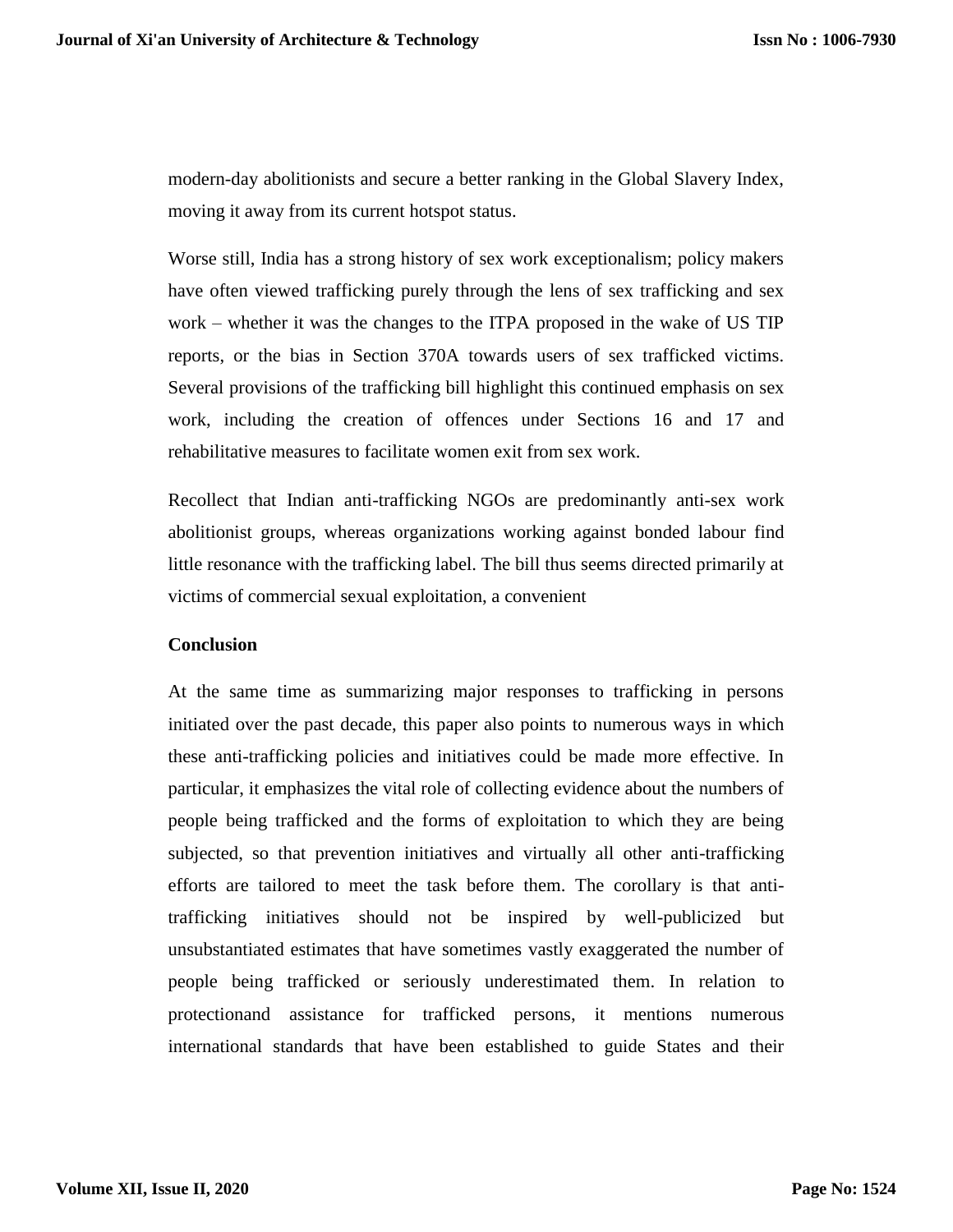modern-day abolitionists and secure a better ranking in the Global Slavery Index, moving it away from its current hotspot status.

Worse still, India has a strong history of sex work exceptionalism; policy makers have often viewed trafficking purely through the lens of sex trafficking and sex work – whether it was the changes to the ITPA proposed in the wake of US TIP reports, or the bias in Section 370A towards users of sex trafficked victims. Several provisions of the trafficking bill highlight this continued emphasis on sex work, including the creation of offences under Sections 16 and 17 and rehabilitative measures to facilitate women exit from sex work.

Recollect that Indian anti-trafficking NGOs are predominantly anti-sex work abolitionist groups, whereas organizations working against bonded labour find little resonance with the trafficking label. The bill thus seems directed primarily at victims of commercial sexual exploitation, a convenient

## Conclusion

At the same time as summarizing major responses to trafficking in persons initiated over the past decade, this paper also points to numerous ways in which these anti-trafficking policies and initiatives could be made more effective. In particular, it emphasizes the vital role of collecting evidence about the numbers of people being trafficked and the forms of exploitation to which they are being subjected, so that prevention initiatives and virtually all other anti-trafficking efforts are tailored to meet the task before them. The corollary is that anti-trafficking initiatives should not be inspired by well-publicized but unsubstantiated estimates that have sometimes vastly exaggerated the number of people being trafficked or seriously underestimated them. In relation to protectionand assistance for trafficked persons, it mentions numerous international standards that have been established to guide States and their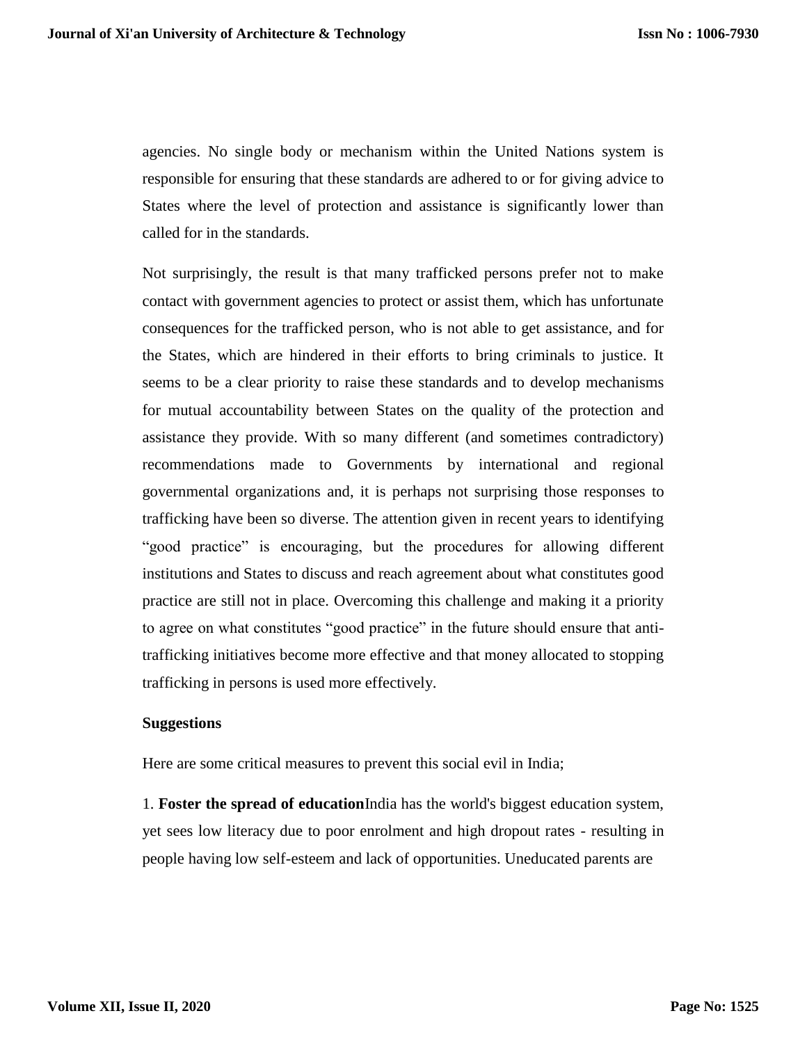agencies. No single body or mechanism within the United Nations system is responsible for ensuring that these standards are adhered to or for giving advice to States where the level of protection and assistance is significantly lower than called for in the standards.

Not surprisingly, the result is that many trafficked persons prefer not to make contact with government agencies to protect or assist them, which has unfortunate consequences for the trafficked person, who is not able to get assistance, and for the States, which are hindered in their efforts to bring criminals to justice. It seems to be a clear priority to raise these standards and to develop mechanisms for mutual accountability between States on the quality of the protection and assistance they provide. With so many different (and sometimes contradictory) recommendations made to Governments by international and regional governmental organizations and, it is perhaps not surprising those responses to trafficking have been so diverse. The attention given in recent years to identifying "good practice" is encouraging, but the procedures for allowing different institutions and States to discuss and reach agreement about what constitutes good practice are still not in place. Overcoming this challenge and making it a priority to agree on what constitutes "good practice" in the future should ensure that anti-trafficking initiatives become more effective and that money allocated to stopping trafficking in persons is used more effectively.

**Suggestions**

Here are some critical measures to prevent this social evil in India;

1. **Foster the spread of education**India has the world's biggest education system, yet sees low literacy due to poor enrolment and high dropout rates - resulting in people having low self-esteem and lack of opportunities. Uneducated parents are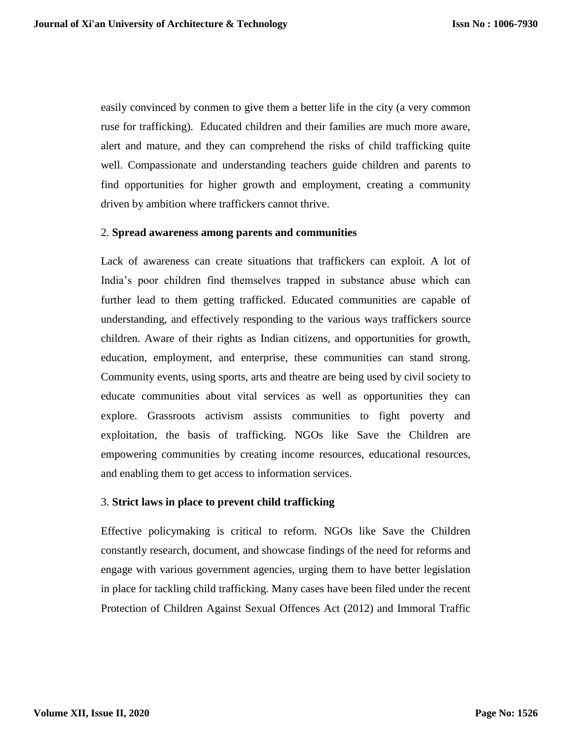easily convinced by conmen to give them a better life in the city (a very common ruse for trafficking). Educated children and their families are much more aware, alert and mature, and they can comprehend the risks of child trafficking quite well. Compassionate and understanding teachers guide children and parents to find opportunities for higher growth and employment, creating a community driven by ambition where traffickers cannot thrive.

2. **Spread awareness among parents and communities**

Lack of awareness can create situations that traffickers can exploit. A lot of India's poor children find themselves trapped in substance abuse which can further lead to them getting trafficked. Educated communities are capable of understanding, and effectively responding to the various ways traffickers source children. Aware of their rights as Indian citizens, and opportunities for growth, education, employment, and enterprise, these communities can stand strong. Community events, using sports, arts and theatre are being used by civil society to educate communities about vital services as well as opportunities they can explore. Grassroots activism assists communities to fight poverty and exploitation, the basis of trafficking. NGOs like Save the Children are empowering communities by creating income resources, educational resources, and enabling them to get access to information services.

3. **Strict laws in place to prevent child trafficking**

Effective policymaking is critical to reform. NGOs like Save the Children constantly research, document, and showcase findings of the need for reforms and engage with various government agencies, urging them to have better legislation in place for tackling child trafficking. Many cases have been filed under the recent Protection of Children Against Sexual Offences Act (2012) and Immoral Traffic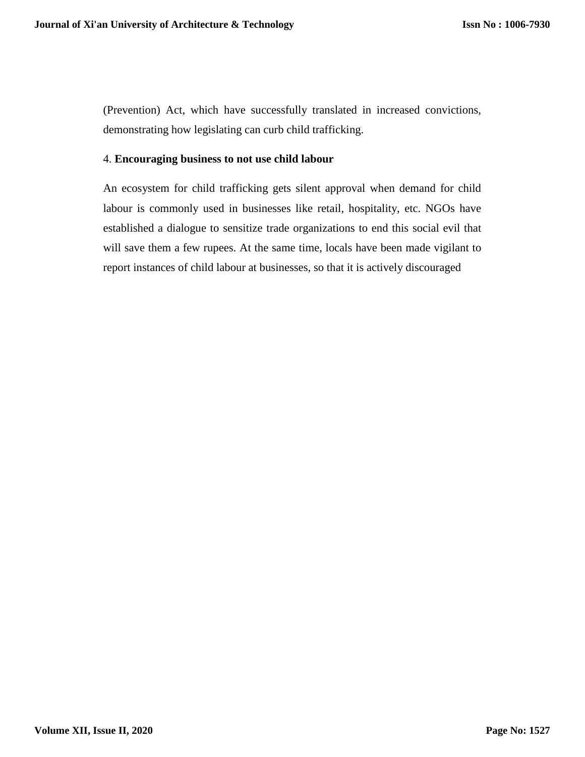(Prevention) Act, which have successfully translated in increased convictions, demonstrating how legislating can curb child trafficking.

4. **Encouraging business to not use child labour**

An ecosystem for child trafficking gets silent approval when demand for child labour is commonly used in businesses like retail, hospitality, etc. NGOs have established a dialogue to sensitize trade organizations to end this social evil that will save them a few rupees. At the same time, locals have been made vigilant to report instances of child labour at businesses, so that it is actively discouraged